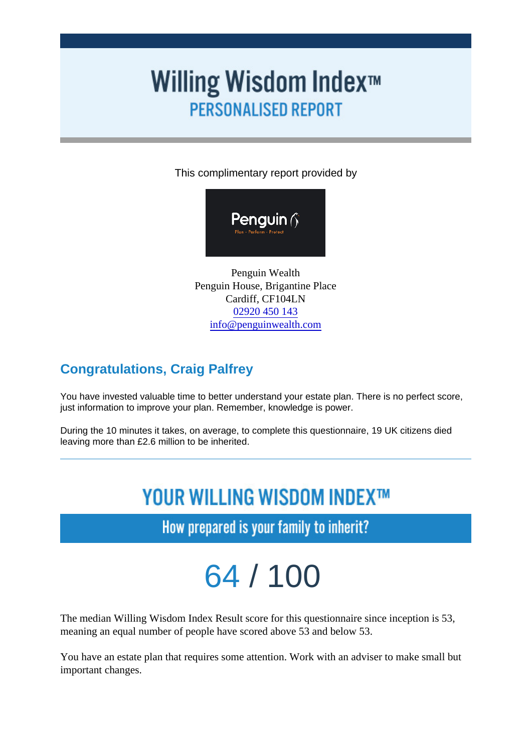# Willing Wisdom Index™

## PERSONALISED REPORT

This complimentary report provided by

Penguin Wealth
Penguin House, Brigantine Place
Cardiff, CF104LN
02920 450 143
info@penguinwealth.com

## Congratulations, Craig Palfrey

You have invested valuable time to better understand your estate plan. There is no perfect score, just information to improve your plan. Remember, knowledge is power.

During the 10 minutes it takes, on average, to complete this questionnaire, 19 UK citizens died leaving more than £2.6 million to be inherited.

---

## YOUR WILLING WISDOM INDEX™

### How prepared is your family to inherit?

# 64 / 100

The median Willing Wisdom Index Result score for this questionnaire since inception is 53, meaning an equal number of people have scored above 53 and below 53.

You have an estate plan that requires some attention. Work with an adviser to make small but important changes.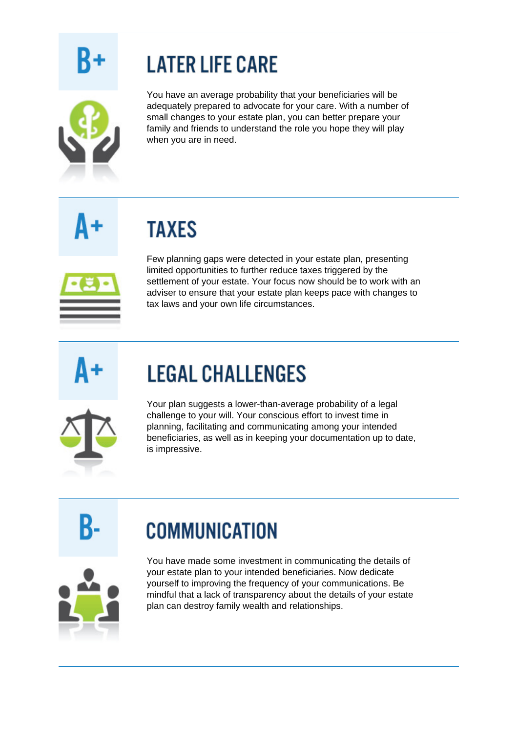B+

## LATER LIFE CARE

You have an average probability that your beneficiaries will be adequately prepared to advocate for your care. With a number of small changes to your estate plan, you can better prepare your family and friends to understand the role you hope they will play when you are in need.

A+

## TAXES

Few planning gaps were detected in your estate plan, presenting limited opportunities to further reduce taxes triggered by the settlement of your estate. Your focus now should be to work with an adviser to ensure that your estate plan keeps pace with changes to tax laws and your own life circumstances.

A+

## LEGAL CHALLENGES

Your plan suggests a lower-than-average probability of a legal challenge to your will. Your conscious effort to invest time in planning, facilitating and communicating among your intended beneficiaries, as well as in keeping your documentation up to date, is impressive.

B-

## COMMUNICATION

You have made some investment in communicating the details of your estate plan to your intended beneficiaries. Now dedicate yourself to improving the frequency of your communications. Be mindful that a lack of transparency about the details of your estate plan can destroy family wealth and relationships.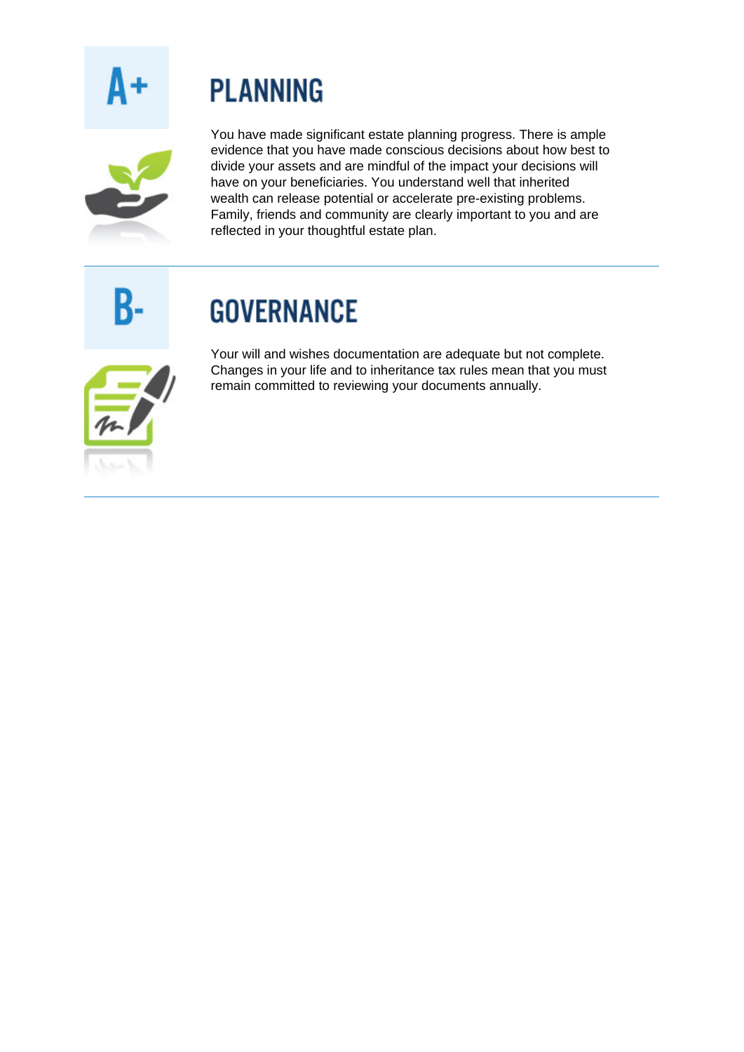A+

## PLANNING

You have made significant estate planning progress. There is ample evidence that you have made conscious decisions about how best to divide your assets and are mindful of the impact your decisions will have on your beneficiaries. You understand well that inherited wealth can release potential or accelerate pre-existing problems. Family, friends and community are clearly important to you and are reflected in your thoughtful estate plan.

---

B-

## GOVERNANCE

Your will and wishes documentation are adequate but not complete. Changes in your life and to inheritance tax rules mean that you must remain committed to reviewing your documents annually.

---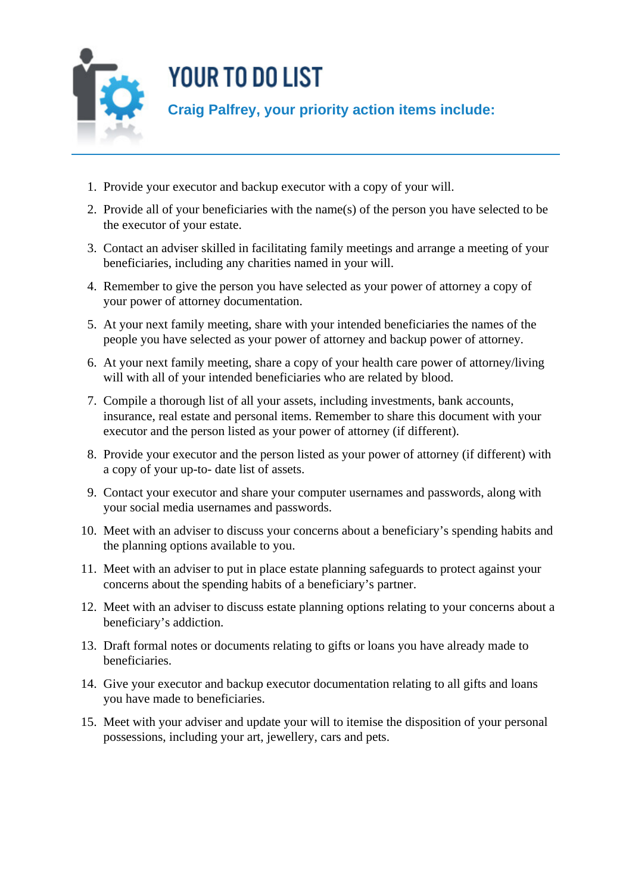# YOUR TO DO LIST

## Craig Palfrey, your priority action items include:

---

1. Provide your executor and backup executor with a copy of your will.
2. Provide all of your beneficiaries with the name(s) of the person you have selected to be the executor of your estate.
3. Contact an adviser skilled in facilitating family meetings and arrange a meeting of your beneficiaries, including any charities named in your will.
4. Remember to give the person you have selected as your power of attorney a copy of your power of attorney documentation.
5. At your next family meeting, share with your intended beneficiaries the names of the people you have selected as your power of attorney and backup power of attorney.
6. At your next family meeting, share a copy of your health care power of attorney/living will with all of your intended beneficiaries who are related by blood.
7. Compile a thorough list of all your assets, including investments, bank accounts, insurance, real estate and personal items. Remember to share this document with your executor and the person listed as your power of attorney (if different).
8. Provide your executor and the person listed as your power of attorney (if different) with a copy of your up-to- date list of assets.
9. Contact your executor and share your computer usernames and passwords, along with your social media usernames and passwords.
10. Meet with an adviser to discuss your concerns about a beneficiary's spending habits and the planning options available to you.
11. Meet with an adviser to put in place estate planning safeguards to protect against your concerns about the spending habits of a beneficiary's partner.
12. Meet with an adviser to discuss estate planning options relating to your concerns about a beneficiary's addiction.
13. Draft formal notes or documents relating to gifts or loans you have already made to beneficiaries.
14. Give your executor and backup executor documentation relating to all gifts and loans you have made to beneficiaries.
15. Meet with your adviser and update your will to itemise the disposition of your personal possessions, including your art, jewellery, cars and pets.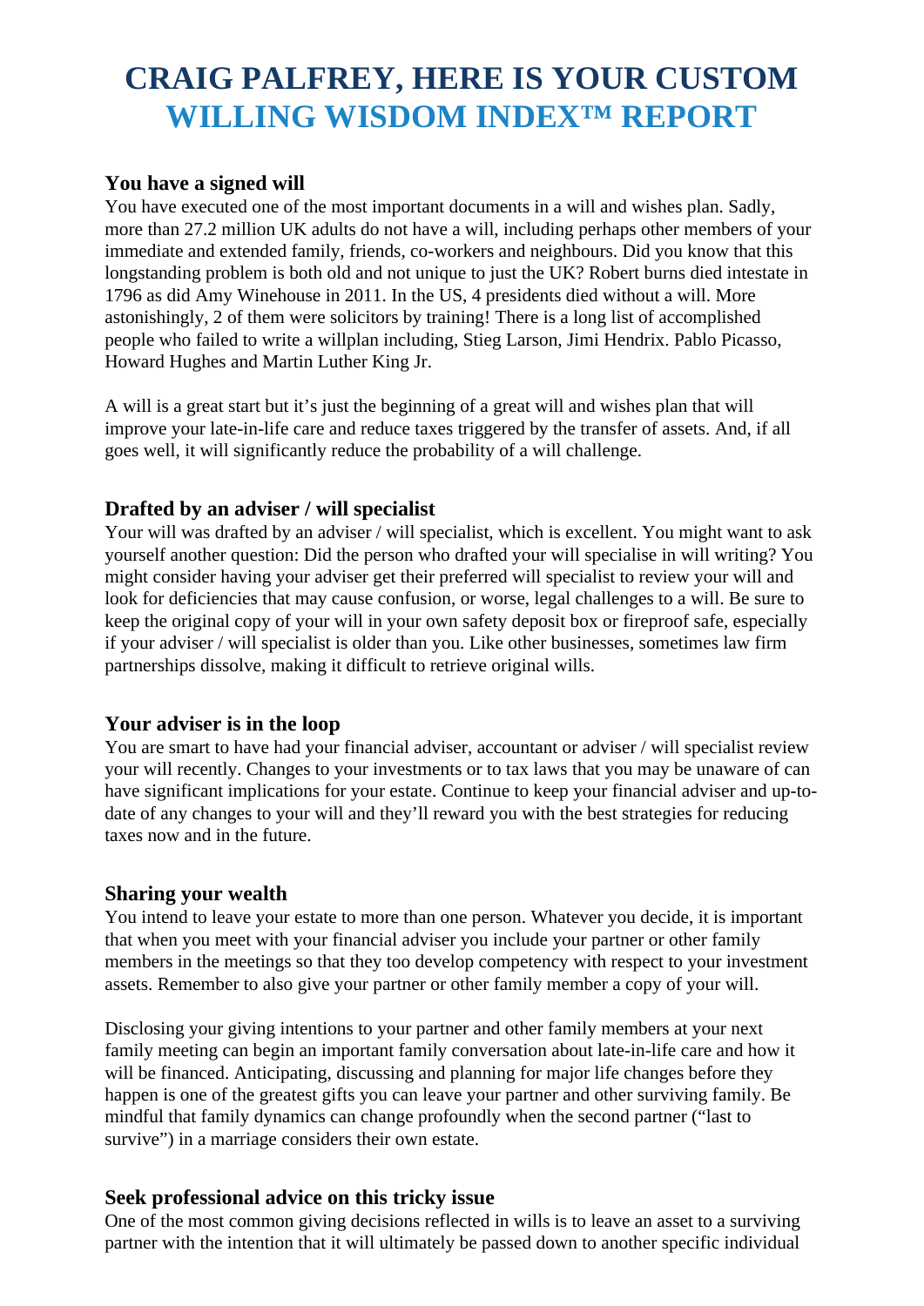# CRAIG PALFREY, HERE IS YOUR CUSTOM WILLING WISDOM INDEX™ REPORT

### You have a signed will

You have executed one of the most important documents in a will and wishes plan. Sadly, more than 27.2 million UK adults do not have a will, including perhaps other members of your immediate and extended family, friends, co-workers and neighbours. Did you know that this longstanding problem is both old and not unique to just the UK? Robert burns died intestate in 1796 as did Amy Winehouse in 2011. In the US, 4 presidents died without a will. More astonishingly, 2 of them were solicitors by training! There is a long list of accomplished people who failed to write a willplan including, Stieg Larson, Jimi Hendrix. Pablo Picasso, Howard Hughes and Martin Luther King Jr.

A will is a great start but it's just the beginning of a great will and wishes plan that will improve your late-in-life care and reduce taxes triggered by the transfer of assets. And, if all goes well, it will significantly reduce the probability of a will challenge.

### Drafted by an adviser / will specialist

Your will was drafted by an adviser / will specialist, which is excellent. You might want to ask yourself another question: Did the person who drafted your will specialise in will writing? You might consider having your adviser get their preferred will specialist to review your will and look for deficiencies that may cause confusion, or worse, legal challenges to a will. Be sure to keep the original copy of your will in your own safety deposit box or fireproof safe, especially if your adviser / will specialist is older than you. Like other businesses, sometimes law firm partnerships dissolve, making it difficult to retrieve original wills.

### Your adviser is in the loop

You are smart to have had your financial adviser, accountant or adviser / will specialist review your will recently. Changes to your investments or to tax laws that you may be unaware of can have significant implications for your estate. Continue to keep your financial adviser and up-to-date of any changes to your will and they'll reward you with the best strategies for reducing taxes now and in the future.

### Sharing your wealth

You intend to leave your estate to more than one person. Whatever you decide, it is important that when you meet with your financial adviser you include your partner or other family members in the meetings so that they too develop competency with respect to your investment assets. Remember to also give your partner or other family member a copy of your will.

Disclosing your giving intentions to your partner and other family members at your next family meeting can begin an important family conversation about late-in-life care and how it will be financed. Anticipating, discussing and planning for major life changes before they happen is one of the greatest gifts you can leave your partner and other surviving family. Be mindful that family dynamics can change profoundly when the second partner ("last to survive") in a marriage considers their own estate.

### Seek professional advice on this tricky issue

One of the most common giving decisions reflected in wills is to leave an asset to a surviving partner with the intention that it will ultimately be passed down to another specific individual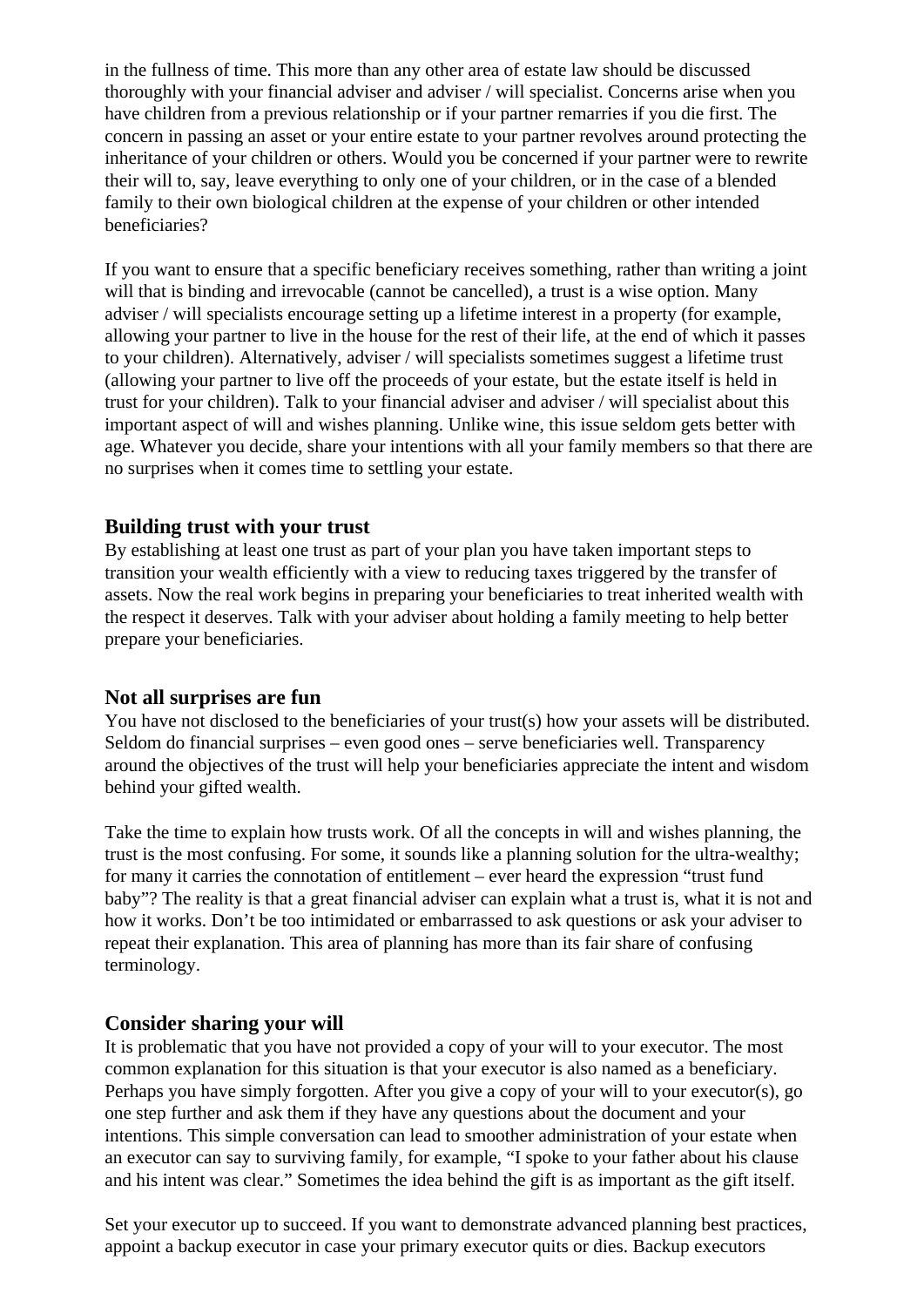in the fullness of time. This more than any other area of estate law should be discussed thoroughly with your financial adviser and adviser / will specialist. Concerns arise when you have children from a previous relationship or if your partner remarries if you die first. The concern in passing an asset or your entire estate to your partner revolves around protecting the inheritance of your children or others. Would you be concerned if your partner were to rewrite their will to, say, leave everything to only one of your children, or in the case of a blended family to their own biological children at the expense of your children or other intended beneficiaries?

If you want to ensure that a specific beneficiary receives something, rather than writing a joint will that is binding and irrevocable (cannot be cancelled), a trust is a wise option. Many adviser / will specialists encourage setting up a lifetime interest in a property (for example, allowing your partner to live in the house for the rest of their life, at the end of which it passes to your children). Alternatively, adviser / will specialists sometimes suggest a lifetime trust (allowing your partner to live off the proceeds of your estate, but the estate itself is held in trust for your children). Talk to your financial adviser and adviser / will specialist about this important aspect of will and wishes planning. Unlike wine, this issue seldom gets better with age. Whatever you decide, share your intentions with all your family members so that there are no surprises when it comes time to settling your estate.

### Building trust with your trust

By establishing at least one trust as part of your plan you have taken important steps to transition your wealth efficiently with a view to reducing taxes triggered by the transfer of assets. Now the real work begins in preparing your beneficiaries to treat inherited wealth with the respect it deserves. Talk with your adviser about holding a family meeting to help better prepare your beneficiaries.

### Not all surprises are fun

You have not disclosed to the beneficiaries of your trust(s) how your assets will be distributed. Seldom do financial surprises – even good ones – serve beneficiaries well. Transparency around the objectives of the trust will help your beneficiaries appreciate the intent and wisdom behind your gifted wealth.

Take the time to explain how trusts work. Of all the concepts in will and wishes planning, the trust is the most confusing. For some, it sounds like a planning solution for the ultra-wealthy; for many it carries the connotation of entitlement – ever heard the expression "trust fund baby"? The reality is that a great financial adviser can explain what a trust is, what it is not and how it works. Don't be too intimidated or embarrassed to ask questions or ask your adviser to repeat their explanation. This area of planning has more than its fair share of confusing terminology.

### Consider sharing your will

It is problematic that you have not provided a copy of your will to your executor. The most common explanation for this situation is that your executor is also named as a beneficiary. Perhaps you have simply forgotten. After you give a copy of your will to your executor(s), go one step further and ask them if they have any questions about the document and your intentions. This simple conversation can lead to smoother administration of your estate when an executor can say to surviving family, for example, "I spoke to your father about his clause and his intent was clear." Sometimes the idea behind the gift is as important as the gift itself.

Set your executor up to succeed. If you want to demonstrate advanced planning best practices, appoint a backup executor in case your primary executor quits or dies. Backup executors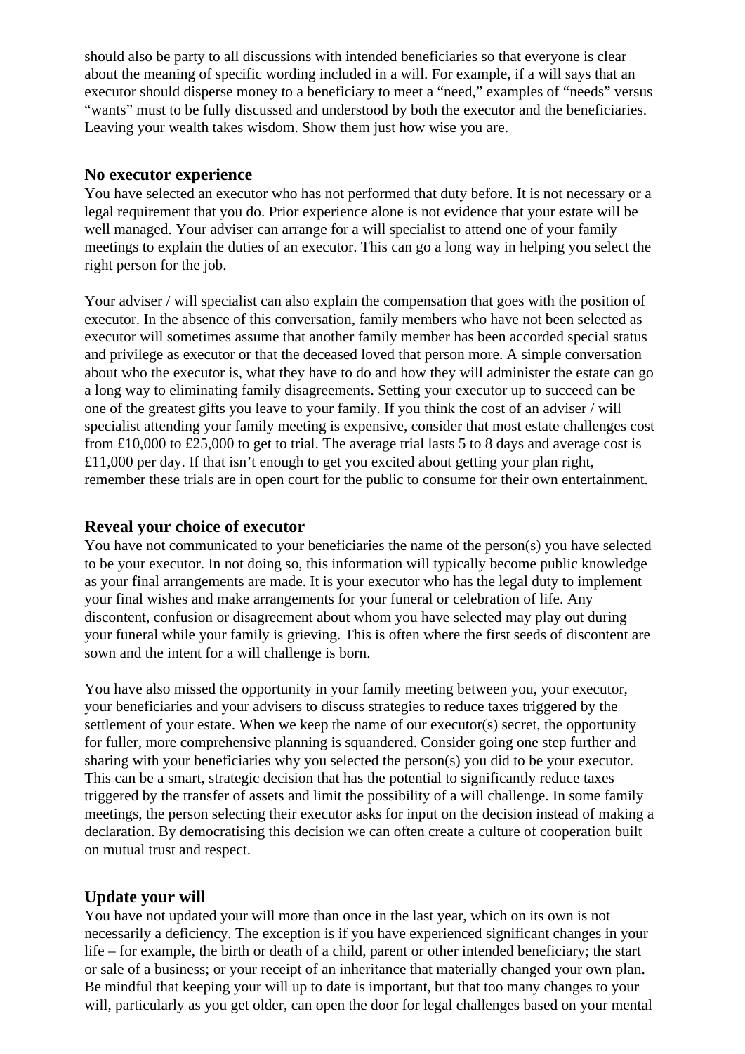should also be party to all discussions with intended beneficiaries so that everyone is clear about the meaning of specific wording included in a will. For example, if a will says that an executor should disperse money to a beneficiary to meet a "need," examples of "needs" versus "wants" must to be fully discussed and understood by both the executor and the beneficiaries. Leaving your wealth takes wisdom. Show them just how wise you are.

### No executor experience

You have selected an executor who has not performed that duty before. It is not necessary or a legal requirement that you do. Prior experience alone is not evidence that your estate will be well managed. Your adviser can arrange for a will specialist to attend one of your family meetings to explain the duties of an executor. This can go a long way in helping you select the right person for the job.

Your adviser / will specialist can also explain the compensation that goes with the position of executor. In the absence of this conversation, family members who have not been selected as executor will sometimes assume that another family member has been accorded special status and privilege as executor or that the deceased loved that person more. A simple conversation about who the executor is, what they have to do and how they will administer the estate can go a long way to eliminating family disagreements. Setting your executor up to succeed can be one of the greatest gifts you leave to your family. If you think the cost of an adviser / will specialist attending your family meeting is expensive, consider that most estate challenges cost from £10,000 to £25,000 to get to trial. The average trial lasts 5 to 8 days and average cost is £11,000 per day. If that isn't enough to get you excited about getting your plan right, remember these trials are in open court for the public to consume for their own entertainment.

### Reveal your choice of executor

You have not communicated to your beneficiaries the name of the person(s) you have selected to be your executor. In not doing so, this information will typically become public knowledge as your final arrangements are made. It is your executor who has the legal duty to implement your final wishes and make arrangements for your funeral or celebration of life. Any discontent, confusion or disagreement about whom you have selected may play out during your funeral while your family is grieving. This is often where the first seeds of discontent are sown and the intent for a will challenge is born.

You have also missed the opportunity in your family meeting between you, your executor, your beneficiaries and your advisers to discuss strategies to reduce taxes triggered by the settlement of your estate. When we keep the name of our executor(s) secret, the opportunity for fuller, more comprehensive planning is squandered. Consider going one step further and sharing with your beneficiaries why you selected the person(s) you did to be your executor. This can be a smart, strategic decision that has the potential to significantly reduce taxes triggered by the transfer of assets and limit the possibility of a will challenge. In some family meetings, the person selecting their executor asks for input on the decision instead of making a declaration. By democratising this decision we can often create a culture of cooperation built on mutual trust and respect.

### Update your will

You have not updated your will more than once in the last year, which on its own is not necessarily a deficiency. The exception is if you have experienced significant changes in your life – for example, the birth or death of a child, parent or other intended beneficiary; the start or sale of a business; or your receipt of an inheritance that materially changed your own plan. Be mindful that keeping your will up to date is important, but that too many changes to your will, particularly as you get older, can open the door for legal challenges based on your mental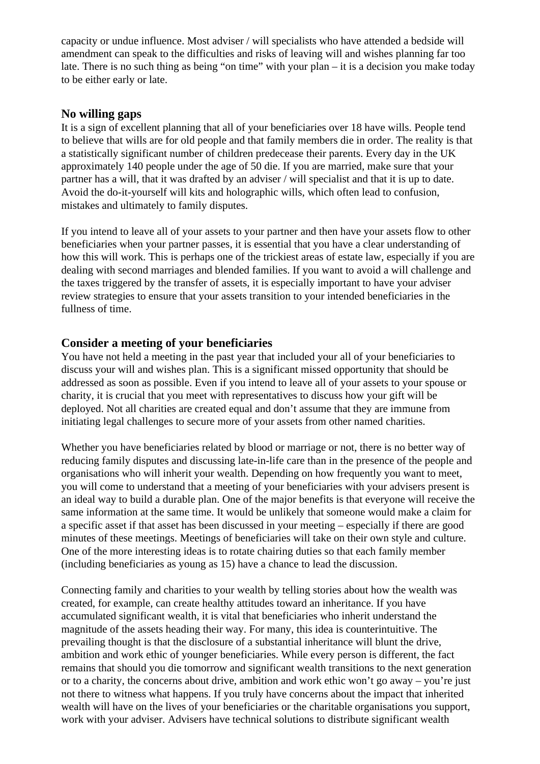capacity or undue influence. Most adviser / will specialists who have attended a bedside will amendment can speak to the difficulties and risks of leaving will and wishes planning far too late. There is no such thing as being "on time" with your plan – it is a decision you make today to be either early or late.

### No willing gaps

It is a sign of excellent planning that all of your beneficiaries over 18 have wills. People tend to believe that wills are for old people and that family members die in order. The reality is that a statistically significant number of children predecease their parents. Every day in the UK approximately 140 people under the age of 50 die. If you are married, make sure that your partner has a will, that it was drafted by an adviser / will specialist and that it is up to date. Avoid the do-it-yourself will kits and holographic wills, which often lead to confusion, mistakes and ultimately to family disputes.

If you intend to leave all of your assets to your partner and then have your assets flow to other beneficiaries when your partner passes, it is essential that you have a clear understanding of how this will work. This is perhaps one of the trickiest areas of estate law, especially if you are dealing with second marriages and blended families. If you want to avoid a will challenge and the taxes triggered by the transfer of assets, it is especially important to have your adviser review strategies to ensure that your assets transition to your intended beneficiaries in the fullness of time.

### Consider a meeting of your beneficiaries

You have not held a meeting in the past year that included your all of your beneficiaries to discuss your will and wishes plan. This is a significant missed opportunity that should be addressed as soon as possible. Even if you intend to leave all of your assets to your spouse or charity, it is crucial that you meet with representatives to discuss how your gift will be deployed. Not all charities are created equal and don't assume that they are immune from initiating legal challenges to secure more of your assets from other named charities.

Whether you have beneficiaries related by blood or marriage or not, there is no better way of reducing family disputes and discussing late-in-life care than in the presence of the people and organisations who will inherit your wealth. Depending on how frequently you want to meet, you will come to understand that a meeting of your beneficiaries with your advisers present is an ideal way to build a durable plan. One of the major benefits is that everyone will receive the same information at the same time. It would be unlikely that someone would make a claim for a specific asset if that asset has been discussed in your meeting – especially if there are good minutes of these meetings. Meetings of beneficiaries will take on their own style and culture. One of the more interesting ideas is to rotate chairing duties so that each family member (including beneficiaries as young as 15) have a chance to lead the discussion.

Connecting family and charities to your wealth by telling stories about how the wealth was created, for example, can create healthy attitudes toward an inheritance. If you have accumulated significant wealth, it is vital that beneficiaries who inherit understand the magnitude of the assets heading their way. For many, this idea is counterintuitive. The prevailing thought is that the disclosure of a substantial inheritance will blunt the drive, ambition and work ethic of younger beneficiaries. While every person is different, the fact remains that should you die tomorrow and significant wealth transitions to the next generation or to a charity, the concerns about drive, ambition and work ethic won't go away – you're just not there to witness what happens. If you truly have concerns about the impact that inherited wealth will have on the lives of your beneficiaries or the charitable organisations you support, work with your adviser. Advisers have technical solutions to distribute significant wealth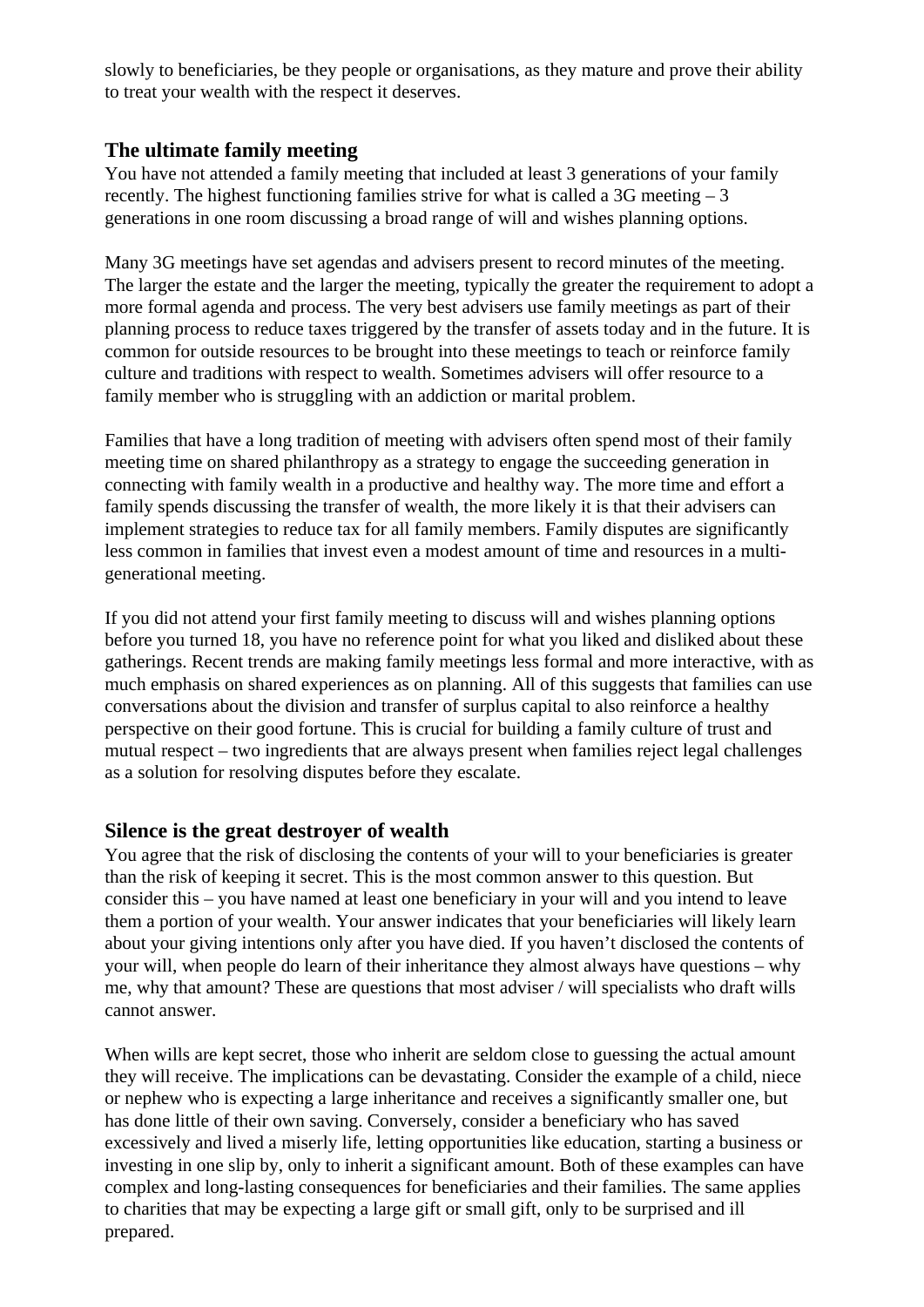slowly to beneficiaries, be they people or organisations, as they mature and prove their ability to treat your wealth with the respect it deserves.

### The ultimate family meeting

You have not attended a family meeting that included at least 3 generations of your family recently. The highest functioning families strive for what is called a 3G meeting – 3 generations in one room discussing a broad range of will and wishes planning options.

Many 3G meetings have set agendas and advisers present to record minutes of the meeting. The larger the estate and the larger the meeting, typically the greater the requirement to adopt a more formal agenda and process. The very best advisers use family meetings as part of their planning process to reduce taxes triggered by the transfer of assets today and in the future. It is common for outside resources to be brought into these meetings to teach or reinforce family culture and traditions with respect to wealth. Sometimes advisers will offer resource to a family member who is struggling with an addiction or marital problem.

Families that have a long tradition of meeting with advisers often spend most of their family meeting time on shared philanthropy as a strategy to engage the succeeding generation in connecting with family wealth in a productive and healthy way. The more time and effort a family spends discussing the transfer of wealth, the more likely it is that their advisers can implement strategies to reduce tax for all family members. Family disputes are significantly less common in families that invest even a modest amount of time and resources in a multi-generational meeting.

If you did not attend your first family meeting to discuss will and wishes planning options before you turned 18, you have no reference point for what you liked and disliked about these gatherings. Recent trends are making family meetings less formal and more interactive, with as much emphasis on shared experiences as on planning. All of this suggests that families can use conversations about the division and transfer of surplus capital to also reinforce a healthy perspective on their good fortune. This is crucial for building a family culture of trust and mutual respect – two ingredients that are always present when families reject legal challenges as a solution for resolving disputes before they escalate.

### Silence is the great destroyer of wealth

You agree that the risk of disclosing the contents of your will to your beneficiaries is greater than the risk of keeping it secret. This is the most common answer to this question. But consider this – you have named at least one beneficiary in your will and you intend to leave them a portion of your wealth. Your answer indicates that your beneficiaries will likely learn about your giving intentions only after you have died. If you haven't disclosed the contents of your will, when people do learn of their inheritance they almost always have questions – why me, why that amount? These are questions that most adviser / will specialists who draft wills cannot answer.

When wills are kept secret, those who inherit are seldom close to guessing the actual amount they will receive. The implications can be devastating. Consider the example of a child, niece or nephew who is expecting a large inheritance and receives a significantly smaller one, but has done little of their own saving. Conversely, consider a beneficiary who has saved excessively and lived a miserly life, letting opportunities like education, starting a business or investing in one slip by, only to inherit a significant amount. Both of these examples can have complex and long-lasting consequences for beneficiaries and their families. The same applies to charities that may be expecting a large gift or small gift, only to be surprised and ill prepared.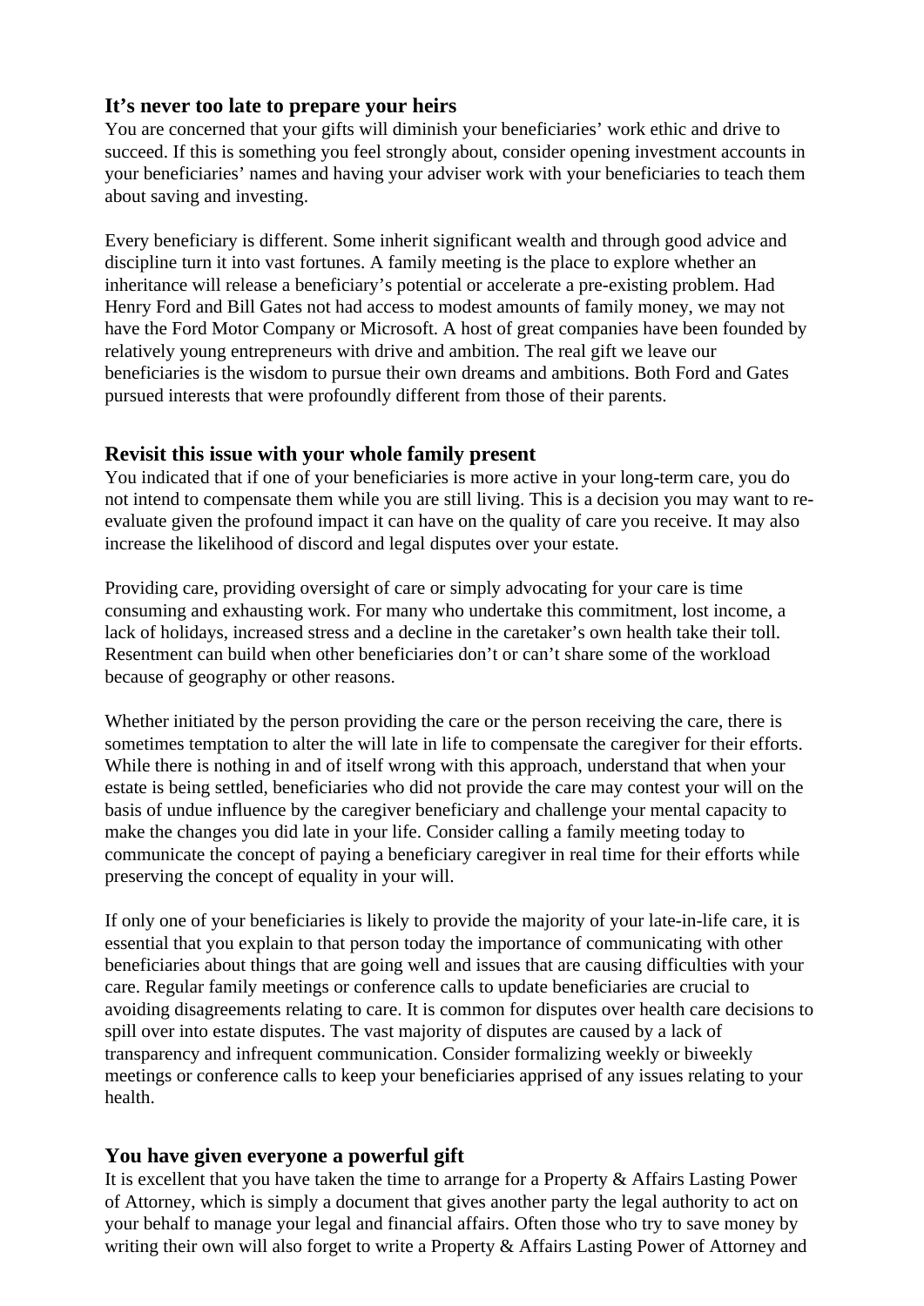## It's never too late to prepare your heirs

You are concerned that your gifts will diminish your beneficiaries' work ethic and drive to succeed. If this is something you feel strongly about, consider opening investment accounts in your beneficiaries' names and having your adviser work with your beneficiaries to teach them about saving and investing.

Every beneficiary is different. Some inherit significant wealth and through good advice and discipline turn it into vast fortunes. A family meeting is the place to explore whether an inheritance will release a beneficiary's potential or accelerate a pre-existing problem. Had Henry Ford and Bill Gates not had access to modest amounts of family money, we may not have the Ford Motor Company or Microsoft. A host of great companies have been founded by relatively young entrepreneurs with drive and ambition. The real gift we leave our beneficiaries is the wisdom to pursue their own dreams and ambitions. Both Ford and Gates pursued interests that were profoundly different from those of their parents.

## Revisit this issue with your whole family present

You indicated that if one of your beneficiaries is more active in your long-term care, you do not intend to compensate them while you are still living. This is a decision you may want to re-evaluate given the profound impact it can have on the quality of care you receive. It may also increase the likelihood of discord and legal disputes over your estate.

Providing care, providing oversight of care or simply advocating for your care is time consuming and exhausting work. For many who undertake this commitment, lost income, a lack of holidays, increased stress and a decline in the caretaker's own health take their toll. Resentment can build when other beneficiaries don't or can't share some of the workload because of geography or other reasons.

Whether initiated by the person providing the care or the person receiving the care, there is sometimes temptation to alter the will late in life to compensate the caregiver for their efforts. While there is nothing in and of itself wrong with this approach, understand that when your estate is being settled, beneficiaries who did not provide the care may contest your will on the basis of undue influence by the caregiver beneficiary and challenge your mental capacity to make the changes you did late in your life. Consider calling a family meeting today to communicate the concept of paying a beneficiary caregiver in real time for their efforts while preserving the concept of equality in your will.

If only one of your beneficiaries is likely to provide the majority of your late-in-life care, it is essential that you explain to that person today the importance of communicating with other beneficiaries about things that are going well and issues that are causing difficulties with your care. Regular family meetings or conference calls to update beneficiaries are crucial to avoiding disagreements relating to care. It is common for disputes over health care decisions to spill over into estate disputes. The vast majority of disputes are caused by a lack of transparency and infrequent communication. Consider formalizing weekly or biweekly meetings or conference calls to keep your beneficiaries apprised of any issues relating to your health.

## You have given everyone a powerful gift

It is excellent that you have taken the time to arrange for a Property & Affairs Lasting Power of Attorney, which is simply a document that gives another party the legal authority to act on your behalf to manage your legal and financial affairs. Often those who try to save money by writing their own will also forget to write a Property & Affairs Lasting Power of Attorney and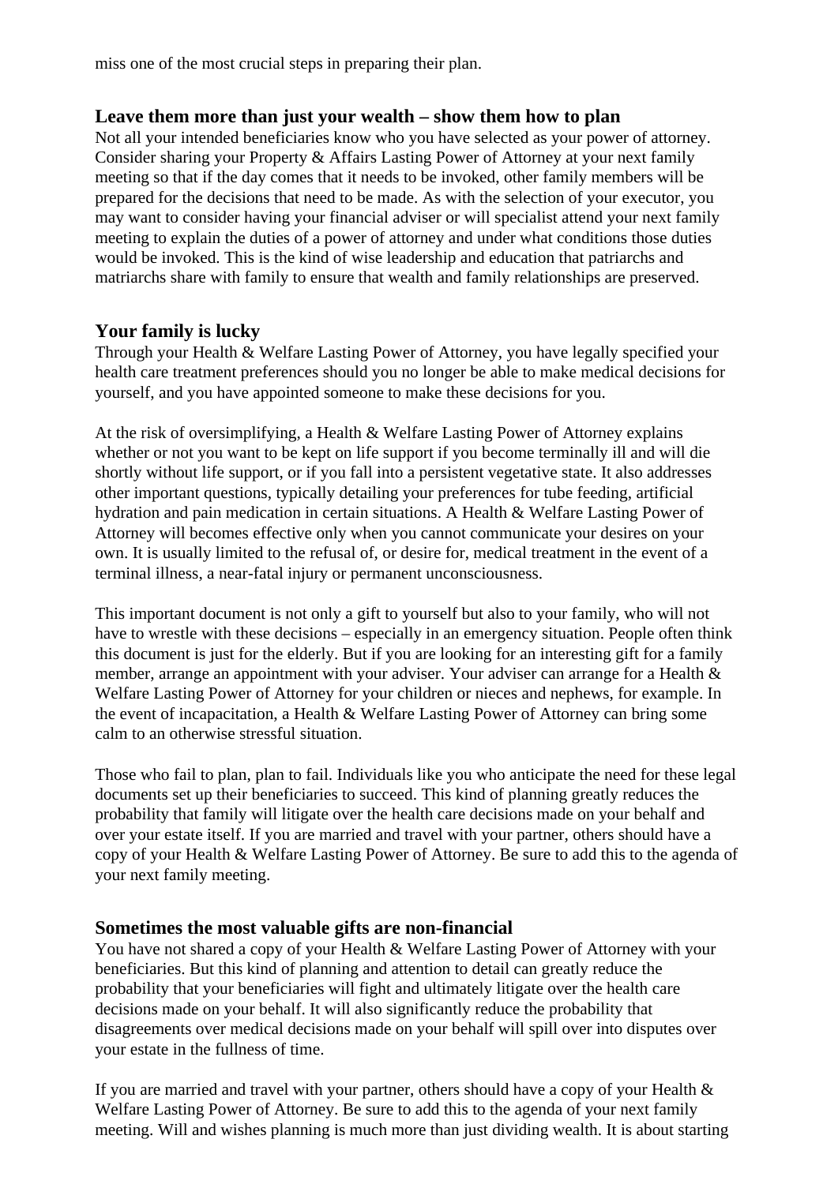miss one of the most crucial steps in preparing their plan.

## Leave them more than just your wealth – show them how to plan

Not all your intended beneficiaries know who you have selected as your power of attorney. Consider sharing your Property & Affairs Lasting Power of Attorney at your next family meeting so that if the day comes that it needs to be invoked, other family members will be prepared for the decisions that need to be made. As with the selection of your executor, you may want to consider having your financial adviser or will specialist attend your next family meeting to explain the duties of a power of attorney and under what conditions those duties would be invoked. This is the kind of wise leadership and education that patriarchs and matriarchs share with family to ensure that wealth and family relationships are preserved.

## Your family is lucky

Through your Health & Welfare Lasting Power of Attorney, you have legally specified your health care treatment preferences should you no longer be able to make medical decisions for yourself, and you have appointed someone to make these decisions for you.

At the risk of oversimplifying, a Health & Welfare Lasting Power of Attorney explains whether or not you want to be kept on life support if you become terminally ill and will die shortly without life support, or if you fall into a persistent vegetative state. It also addresses other important questions, typically detailing your preferences for tube feeding, artificial hydration and pain medication in certain situations. A Health & Welfare Lasting Power of Attorney will becomes effective only when you cannot communicate your desires on your own. It is usually limited to the refusal of, or desire for, medical treatment in the event of a terminal illness, a near-fatal injury or permanent unconsciousness.

This important document is not only a gift to yourself but also to your family, who will not have to wrestle with these decisions – especially in an emergency situation. People often think this document is just for the elderly. But if you are looking for an interesting gift for a family member, arrange an appointment with your adviser. Your adviser can arrange for a Health & Welfare Lasting Power of Attorney for your children or nieces and nephews, for example. In the event of incapacitation, a Health & Welfare Lasting Power of Attorney can bring some calm to an otherwise stressful situation.

Those who fail to plan, plan to fail. Individuals like you who anticipate the need for these legal documents set up their beneficiaries to succeed. This kind of planning greatly reduces the probability that family will litigate over the health care decisions made on your behalf and over your estate itself. If you are married and travel with your partner, others should have a copy of your Health & Welfare Lasting Power of Attorney. Be sure to add this to the agenda of your next family meeting.

## Sometimes the most valuable gifts are non-financial

You have not shared a copy of your Health & Welfare Lasting Power of Attorney with your beneficiaries. But this kind of planning and attention to detail can greatly reduce the probability that your beneficiaries will fight and ultimately litigate over the health care decisions made on your behalf. It will also significantly reduce the probability that disagreements over medical decisions made on your behalf will spill over into disputes over your estate in the fullness of time.

If you are married and travel with your partner, others should have a copy of your Health & Welfare Lasting Power of Attorney. Be sure to add this to the agenda of your next family meeting. Will and wishes planning is much more than just dividing wealth. It is about starting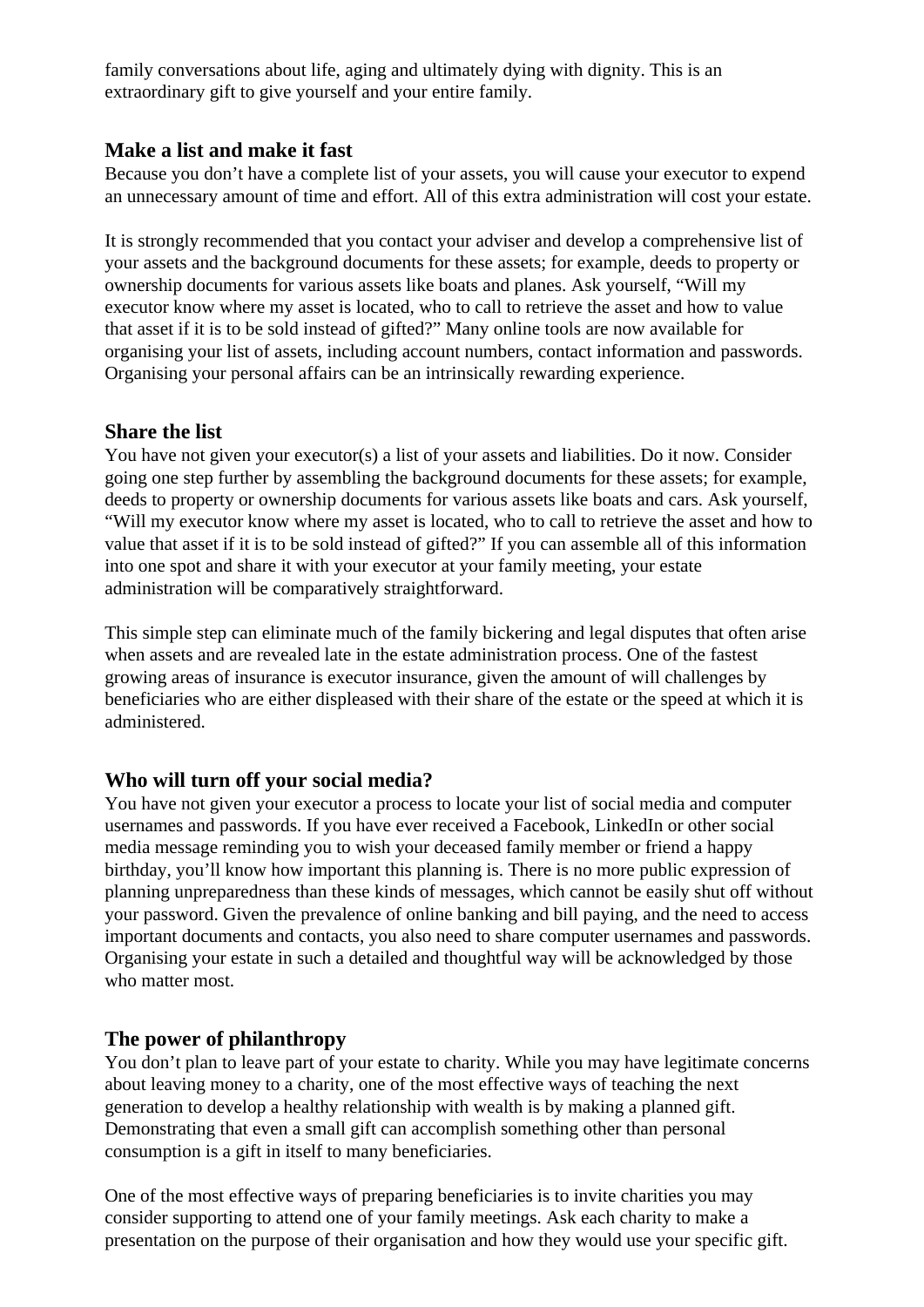family conversations about life, aging and ultimately dying with dignity. This is an extraordinary gift to give yourself and your entire family.

### Make a list and make it fast

Because you don't have a complete list of your assets, you will cause your executor to expend an unnecessary amount of time and effort. All of this extra administration will cost your estate.

It is strongly recommended that you contact your adviser and develop a comprehensive list of your assets and the background documents for these assets; for example, deeds to property or ownership documents for various assets like boats and planes. Ask yourself, "Will my executor know where my asset is located, who to call to retrieve the asset and how to value that asset if it is to be sold instead of gifted?" Many online tools are now available for organising your list of assets, including account numbers, contact information and passwords. Organising your personal affairs can be an intrinsically rewarding experience.

### Share the list

You have not given your executor(s) a list of your assets and liabilities. Do it now. Consider going one step further by assembling the background documents for these assets; for example, deeds to property or ownership documents for various assets like boats and cars. Ask yourself, "Will my executor know where my asset is located, who to call to retrieve the asset and how to value that asset if it is to be sold instead of gifted?" If you can assemble all of this information into one spot and share it with your executor at your family meeting, your estate administration will be comparatively straightforward.

This simple step can eliminate much of the family bickering and legal disputes that often arise when assets and are revealed late in the estate administration process. One of the fastest growing areas of insurance is executor insurance, given the amount of will challenges by beneficiaries who are either displeased with their share of the estate or the speed at which it is administered.

### Who will turn off your social media?

You have not given your executor a process to locate your list of social media and computer usernames and passwords. If you have ever received a Facebook, LinkedIn or other social media message reminding you to wish your deceased family member or friend a happy birthday, you'll know how important this planning is. There is no more public expression of planning unpreparedness than these kinds of messages, which cannot be easily shut off without your password. Given the prevalence of online banking and bill paying, and the need to access important documents and contacts, you also need to share computer usernames and passwords. Organising your estate in such a detailed and thoughtful way will be acknowledged by those who matter most.

### The power of philanthropy

You don't plan to leave part of your estate to charity. While you may have legitimate concerns about leaving money to a charity, one of the most effective ways of teaching the next generation to develop a healthy relationship with wealth is by making a planned gift. Demonstrating that even a small gift can accomplish something other than personal consumption is a gift in itself to many beneficiaries.

One of the most effective ways of preparing beneficiaries is to invite charities you may consider supporting to attend one of your family meetings. Ask each charity to make a presentation on the purpose of their organisation and how they would use your specific gift.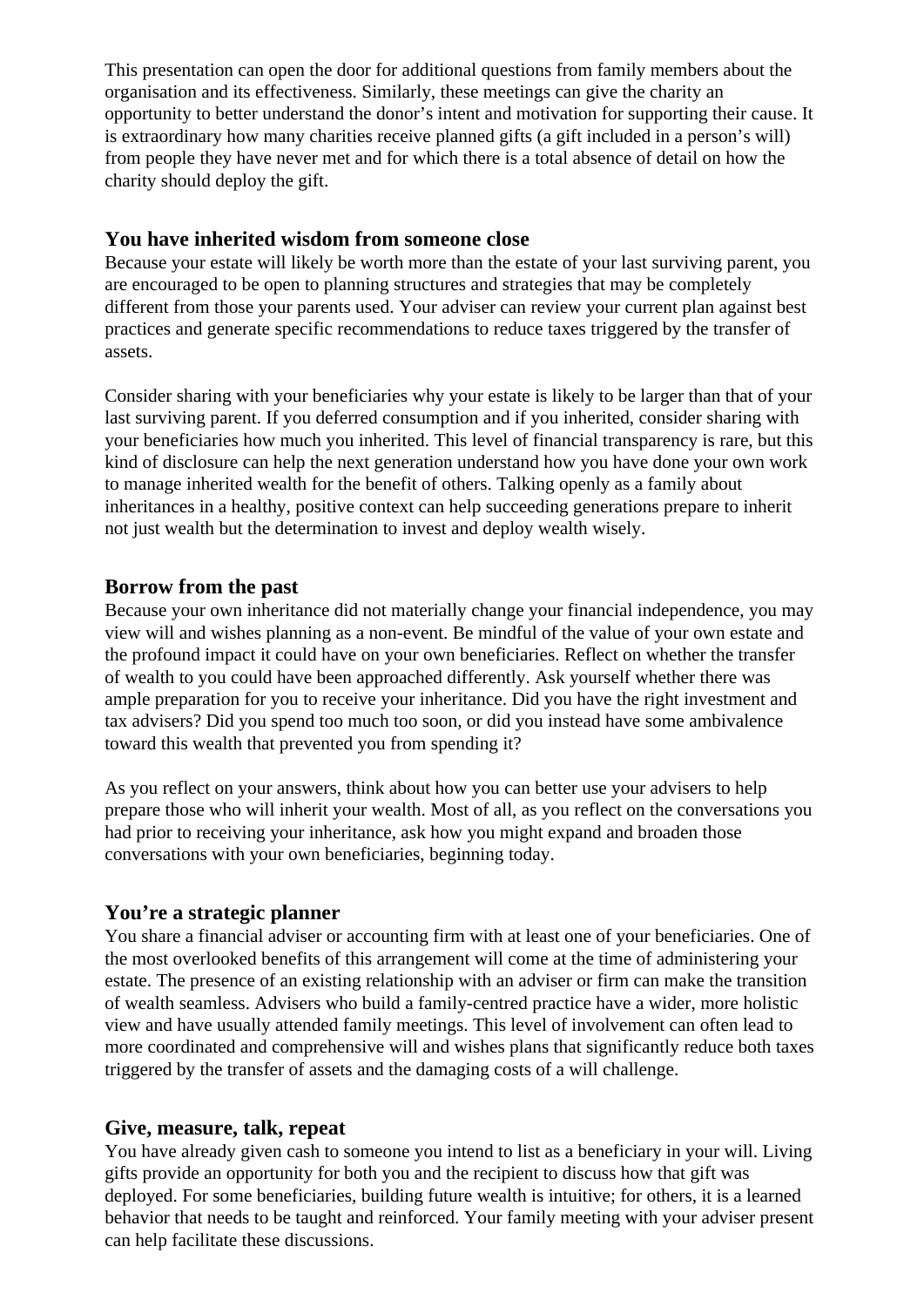This presentation can open the door for additional questions from family members about the organisation and its effectiveness. Similarly, these meetings can give the charity an opportunity to better understand the donor's intent and motivation for supporting their cause. It is extraordinary how many charities receive planned gifts (a gift included in a person's will) from people they have never met and for which there is a total absence of detail on how the charity should deploy the gift.

### You have inherited wisdom from someone close

Because your estate will likely be worth more than the estate of your last surviving parent, you are encouraged to be open to planning structures and strategies that may be completely different from those your parents used. Your adviser can review your current plan against best practices and generate specific recommendations to reduce taxes triggered by the transfer of assets.

Consider sharing with your beneficiaries why your estate is likely to be larger than that of your last surviving parent. If you deferred consumption and if you inherited, consider sharing with your beneficiaries how much you inherited. This level of financial transparency is rare, but this kind of disclosure can help the next generation understand how you have done your own work to manage inherited wealth for the benefit of others. Talking openly as a family about inheritances in a healthy, positive context can help succeeding generations prepare to inherit not just wealth but the determination to invest and deploy wealth wisely.

### Borrow from the past

Because your own inheritance did not materially change your financial independence, you may view will and wishes planning as a non-event. Be mindful of the value of your own estate and the profound impact it could have on your own beneficiaries. Reflect on whether the transfer of wealth to you could have been approached differently. Ask yourself whether there was ample preparation for you to receive your inheritance. Did you have the right investment and tax advisers? Did you spend too much too soon, or did you instead have some ambivalence toward this wealth that prevented you from spending it?

As you reflect on your answers, think about how you can better use your advisers to help prepare those who will inherit your wealth. Most of all, as you reflect on the conversations you had prior to receiving your inheritance, ask how you might expand and broaden those conversations with your own beneficiaries, beginning today.

### You're a strategic planner

You share a financial adviser or accounting firm with at least one of your beneficiaries. One of the most overlooked benefits of this arrangement will come at the time of administering your estate. The presence of an existing relationship with an adviser or firm can make the transition of wealth seamless. Advisers who build a family-centred practice have a wider, more holistic view and have usually attended family meetings. This level of involvement can often lead to more coordinated and comprehensive will and wishes plans that significantly reduce both taxes triggered by the transfer of assets and the damaging costs of a will challenge.

### Give, measure, talk, repeat

You have already given cash to someone you intend to list as a beneficiary in your will. Living gifts provide an opportunity for both you and the recipient to discuss how that gift was deployed. For some beneficiaries, building future wealth is intuitive; for others, it is a learned behavior that needs to be taught and reinforced. Your family meeting with your adviser present can help facilitate these discussions.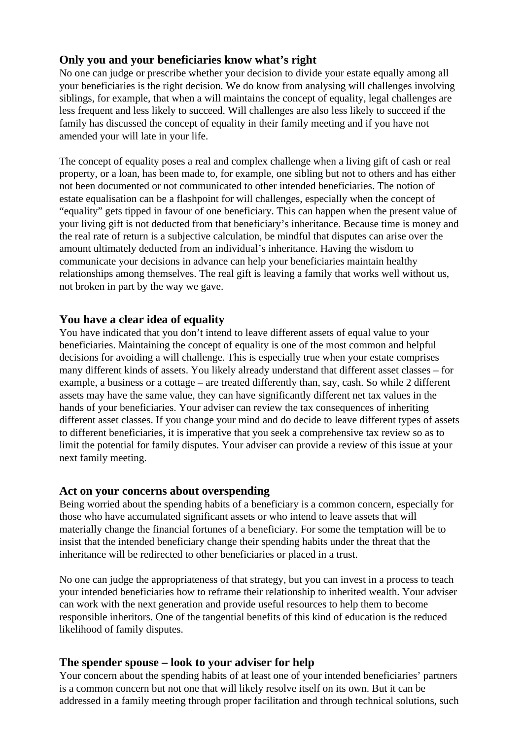### Only you and your beneficiaries know what's right

No one can judge or prescribe whether your decision to divide your estate equally among all your beneficiaries is the right decision. We do know from analysing will challenges involving siblings, for example, that when a will maintains the concept of equality, legal challenges are less frequent and less likely to succeed. Will challenges are also less likely to succeed if the family has discussed the concept of equality in their family meeting and if you have not amended your will late in your life.

The concept of equality poses a real and complex challenge when a living gift of cash or real property, or a loan, has been made to, for example, one sibling but not to others and has either not been documented or not communicated to other intended beneficiaries. The notion of estate equalisation can be a flashpoint for will challenges, especially when the concept of "equality" gets tipped in favour of one beneficiary. This can happen when the present value of your living gift is not deducted from that beneficiary's inheritance. Because time is money and the real rate of return is a subjective calculation, be mindful that disputes can arise over the amount ultimately deducted from an individual's inheritance. Having the wisdom to communicate your decisions in advance can help your beneficiaries maintain healthy relationships among themselves. The real gift is leaving a family that works well without us, not broken in part by the way we gave.

### You have a clear idea of equality

You have indicated that you don't intend to leave different assets of equal value to your beneficiaries. Maintaining the concept of equality is one of the most common and helpful decisions for avoiding a will challenge. This is especially true when your estate comprises many different kinds of assets. You likely already understand that different asset classes – for example, a business or a cottage – are treated differently than, say, cash. So while 2 different assets may have the same value, they can have significantly different net tax values in the hands of your beneficiaries. Your adviser can review the tax consequences of inheriting different asset classes. If you change your mind and do decide to leave different types of assets to different beneficiaries, it is imperative that you seek a comprehensive tax review so as to limit the potential for family disputes. Your adviser can provide a review of this issue at your next family meeting.

### Act on your concerns about overspending

Being worried about the spending habits of a beneficiary is a common concern, especially for those who have accumulated significant assets or who intend to leave assets that will materially change the financial fortunes of a beneficiary. For some the temptation will be to insist that the intended beneficiary change their spending habits under the threat that the inheritance will be redirected to other beneficiaries or placed in a trust.

No one can judge the appropriateness of that strategy, but you can invest in a process to teach your intended beneficiaries how to reframe their relationship to inherited wealth. Your adviser can work with the next generation and provide useful resources to help them to become responsible inheritors. One of the tangential benefits of this kind of education is the reduced likelihood of family disputes.

### The spender spouse – look to your adviser for help

Your concern about the spending habits of at least one of your intended beneficiaries' partners is a common concern but not one that will likely resolve itself on its own. But it can be addressed in a family meeting through proper facilitation and through technical solutions, such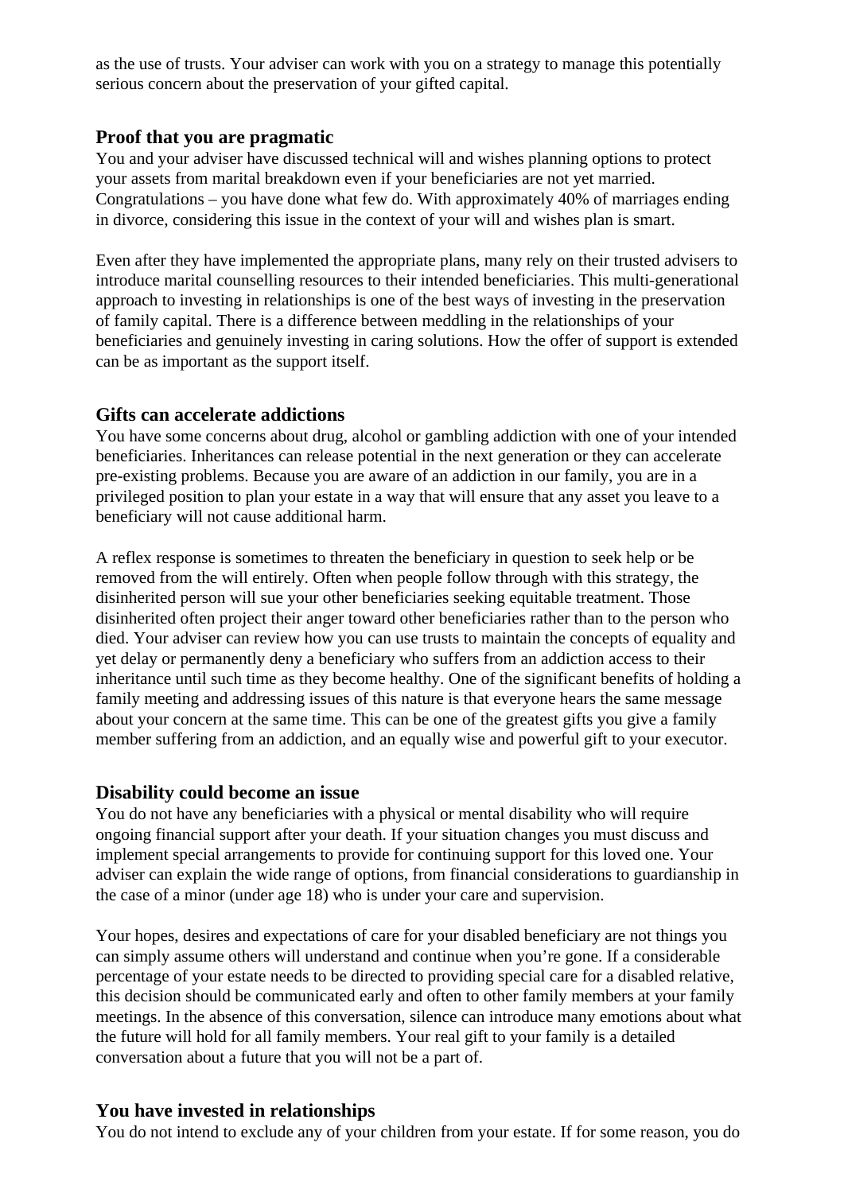as the use of trusts. Your adviser can work with you on a strategy to manage this potentially serious concern about the preservation of your gifted capital.

### Proof that you are pragmatic

You and your adviser have discussed technical will and wishes planning options to protect your assets from marital breakdown even if your beneficiaries are not yet married. Congratulations – you have done what few do. With approximately 40% of marriages ending in divorce, considering this issue in the context of your will and wishes plan is smart.

Even after they have implemented the appropriate plans, many rely on their trusted advisers to introduce marital counselling resources to their intended beneficiaries. This multi-generational approach to investing in relationships is one of the best ways of investing in the preservation of family capital. There is a difference between meddling in the relationships of your beneficiaries and genuinely investing in caring solutions. How the offer of support is extended can be as important as the support itself.

### Gifts can accelerate addictions

You have some concerns about drug, alcohol or gambling addiction with one of your intended beneficiaries. Inheritances can release potential in the next generation or they can accelerate pre-existing problems. Because you are aware of an addiction in our family, you are in a privileged position to plan your estate in a way that will ensure that any asset you leave to a beneficiary will not cause additional harm.

A reflex response is sometimes to threaten the beneficiary in question to seek help or be removed from the will entirely. Often when people follow through with this strategy, the disinherited person will sue your other beneficiaries seeking equitable treatment. Those disinherited often project their anger toward other beneficiaries rather than to the person who died. Your adviser can review how you can use trusts to maintain the concepts of equality and yet delay or permanently deny a beneficiary who suffers from an addiction access to their inheritance until such time as they become healthy. One of the significant benefits of holding a family meeting and addressing issues of this nature is that everyone hears the same message about your concern at the same time. This can be one of the greatest gifts you give a family member suffering from an addiction, and an equally wise and powerful gift to your executor.

### Disability could become an issue

You do not have any beneficiaries with a physical or mental disability who will require ongoing financial support after your death. If your situation changes you must discuss and implement special arrangements to provide for continuing support for this loved one. Your adviser can explain the wide range of options, from financial considerations to guardianship in the case of a minor (under age 18) who is under your care and supervision.

Your hopes, desires and expectations of care for your disabled beneficiary are not things you can simply assume others will understand and continue when you're gone. If a considerable percentage of your estate needs to be directed to providing special care for a disabled relative, this decision should be communicated early and often to other family members at your family meetings. In the absence of this conversation, silence can introduce many emotions about what the future will hold for all family members. Your real gift to your family is a detailed conversation about a future that you will not be a part of.

### You have invested in relationships

You do not intend to exclude any of your children from your estate. If for some reason, you do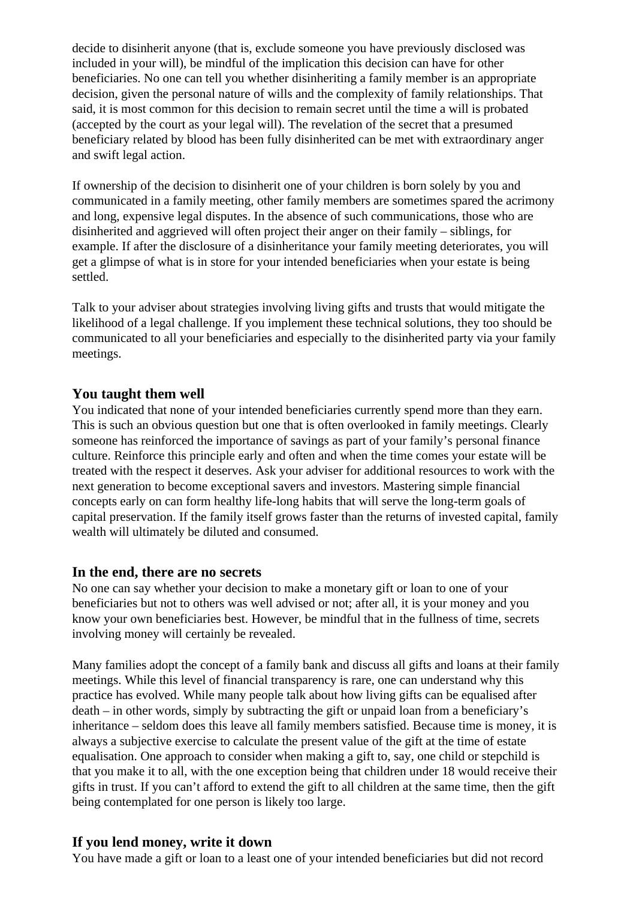decide to disinherit anyone (that is, exclude someone you have previously disclosed was included in your will), be mindful of the implication this decision can have for other beneficiaries. No one can tell you whether disinheriting a family member is an appropriate decision, given the personal nature of wills and the complexity of family relationships. That said, it is most common for this decision to remain secret until the time a will is probated (accepted by the court as your legal will). The revelation of the secret that a presumed beneficiary related by blood has been fully disinherited can be met with extraordinary anger and swift legal action.

If ownership of the decision to disinherit one of your children is born solely by you and communicated in a family meeting, other family members are sometimes spared the acrimony and long, expensive legal disputes. In the absence of such communications, those who are disinherited and aggrieved will often project their anger on their family – siblings, for example. If after the disclosure of a disinheritance your family meeting deteriorates, you will get a glimpse of what is in store for your intended beneficiaries when your estate is being settled.

Talk to your adviser about strategies involving living gifts and trusts that would mitigate the likelihood of a legal challenge. If you implement these technical solutions, they too should be communicated to all your beneficiaries and especially to the disinherited party via your family meetings.

### You taught them well

You indicated that none of your intended beneficiaries currently spend more than they earn. This is such an obvious question but one that is often overlooked in family meetings. Clearly someone has reinforced the importance of savings as part of your family's personal finance culture. Reinforce this principle early and often and when the time comes your estate will be treated with the respect it deserves. Ask your adviser for additional resources to work with the next generation to become exceptional savers and investors. Mastering simple financial concepts early on can form healthy life-long habits that will serve the long-term goals of capital preservation. If the family itself grows faster than the returns of invested capital, family wealth will ultimately be diluted and consumed.

### In the end, there are no secrets

No one can say whether your decision to make a monetary gift or loan to one of your beneficiaries but not to others was well advised or not; after all, it is your money and you know your own beneficiaries best. However, be mindful that in the fullness of time, secrets involving money will certainly be revealed.

Many families adopt the concept of a family bank and discuss all gifts and loans at their family meetings. While this level of financial transparency is rare, one can understand why this practice has evolved. While many people talk about how living gifts can be equalised after death – in other words, simply by subtracting the gift or unpaid loan from a beneficiary's inheritance – seldom does this leave all family members satisfied. Because time is money, it is always a subjective exercise to calculate the present value of the gift at the time of estate equalisation. One approach to consider when making a gift to, say, one child or stepchild is that you make it to all, with the one exception being that children under 18 would receive their gifts in trust. If you can't afford to extend the gift to all children at the same time, then the gift being contemplated for one person is likely too large.

### If you lend money, write it down

You have made a gift or loan to a least one of your intended beneficiaries but did not record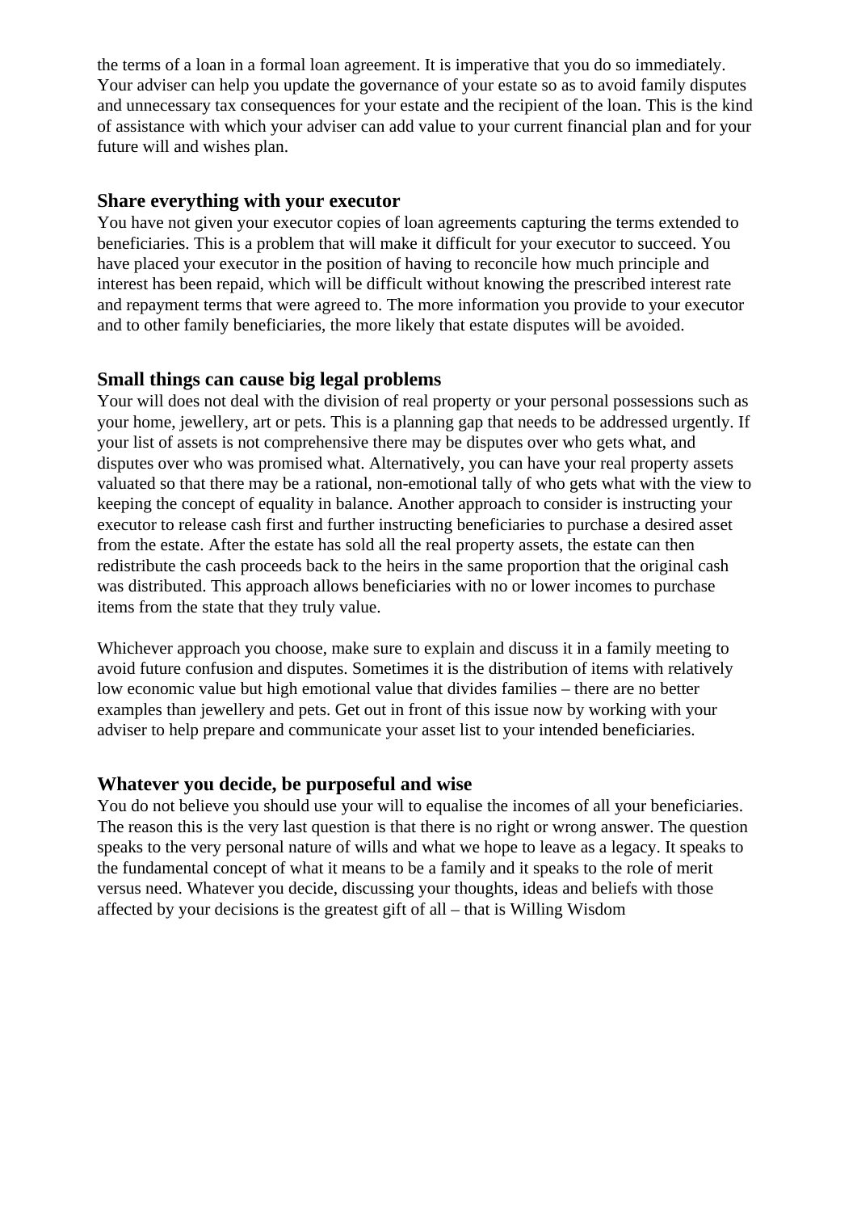the terms of a loan in a formal loan agreement. It is imperative that you do so immediately. Your adviser can help you update the governance of your estate so as to avoid family disputes and unnecessary tax consequences for your estate and the recipient of the loan. This is the kind of assistance with which your adviser can add value to your current financial plan and for your future will and wishes plan.

### Share everything with your executor

You have not given your executor copies of loan agreements capturing the terms extended to beneficiaries. This is a problem that will make it difficult for your executor to succeed. You have placed your executor in the position of having to reconcile how much principle and interest has been repaid, which will be difficult without knowing the prescribed interest rate and repayment terms that were agreed to. The more information you provide to your executor and to other family beneficiaries, the more likely that estate disputes will be avoided.

### Small things can cause big legal problems

Your will does not deal with the division of real property or your personal possessions such as your home, jewellery, art or pets. This is a planning gap that needs to be addressed urgently. If your list of assets is not comprehensive there may be disputes over who gets what, and disputes over who was promised what. Alternatively, you can have your real property assets valuated so that there may be a rational, non-emotional tally of who gets what with the view to keeping the concept of equality in balance. Another approach to consider is instructing your executor to release cash first and further instructing beneficiaries to purchase a desired asset from the estate. After the estate has sold all the real property assets, the estate can then redistribute the cash proceeds back to the heirs in the same proportion that the original cash was distributed. This approach allows beneficiaries with no or lower incomes to purchase items from the state that they truly value.

Whichever approach you choose, make sure to explain and discuss it in a family meeting to avoid future confusion and disputes. Sometimes it is the distribution of items with relatively low economic value but high emotional value that divides families – there are no better examples than jewellery and pets. Get out in front of this issue now by working with your adviser to help prepare and communicate your asset list to your intended beneficiaries.

### Whatever you decide, be purposeful and wise

You do not believe you should use your will to equalise the incomes of all your beneficiaries. The reason this is the very last question is that there is no right or wrong answer. The question speaks to the very personal nature of wills and what we hope to leave as a legacy. It speaks to the fundamental concept of what it means to be a family and it speaks to the role of merit versus need. Whatever you decide, discussing your thoughts, ideas and beliefs with those affected by your decisions is the greatest gift of all – that is Willing Wisdom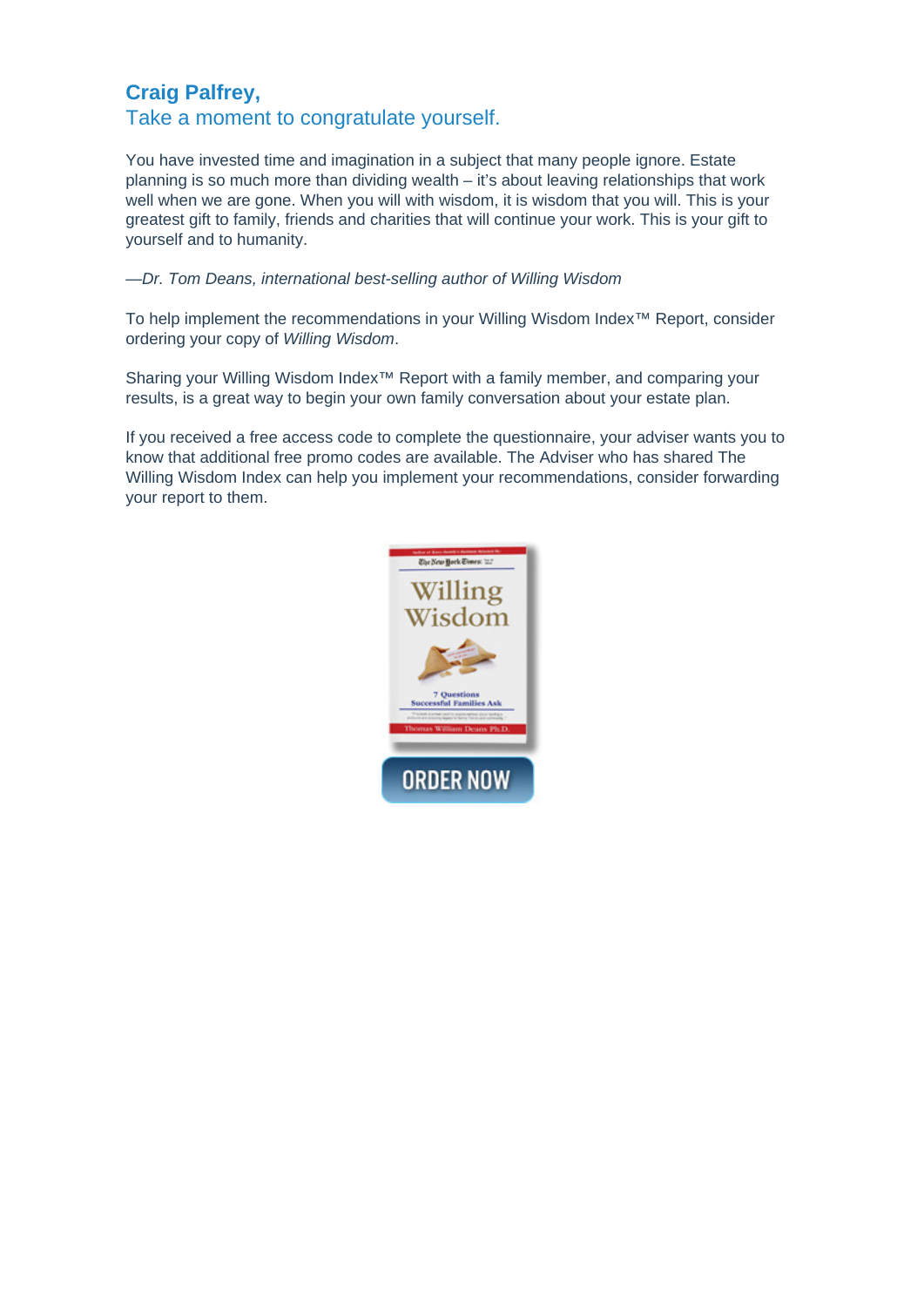**Craig Palfrey,**

Take a moment to congratulate yourself.

You have invested time and imagination in a subject that many people ignore. Estate planning is so much more than dividing wealth – it's about leaving relationships that work well when we are gone. When you will with wisdom, it is wisdom that you will. This is your greatest gift to family, friends and charities that will continue your work. This is your gift to yourself and to humanity.

*—Dr. Tom Deans, international best-selling author of Willing Wisdom*

To help implement the recommendations in your Willing Wisdom Index™ Report, consider ordering your copy of *Willing Wisdom*.

Sharing your Willing Wisdom Index™ Report with a family member, and comparing your results, is a great way to begin your own family conversation about your estate plan.

If you received a free access code to complete the questionnaire, your adviser wants you to know that additional free promo codes are available. The Adviser who has shared The Willing Wisdom Index can help you implement your recommendations, consider forwarding your report to them.

ORDER NOW